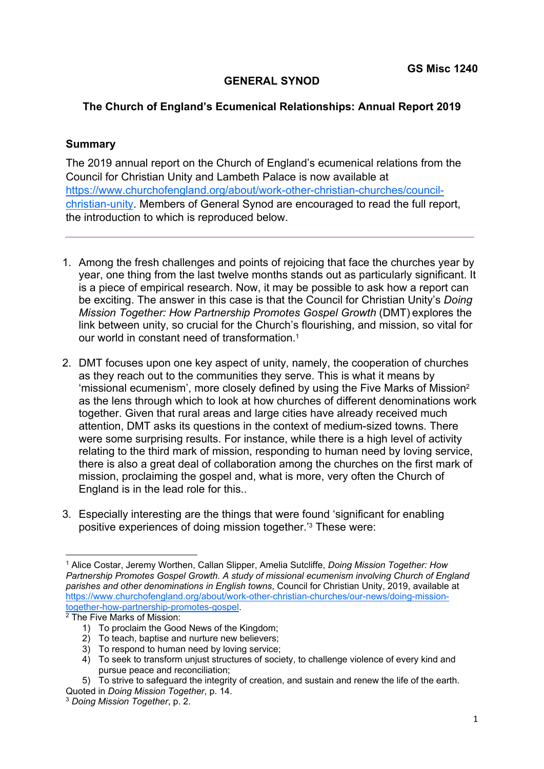**GS Misc 1240**

**GENERAL SYNOD**

**The Church of England's Ecumenical Relationships: Annual Report 2019**

**Summary**

The 2019 annual report on the Church of England's ecumenical relations from the Council for Christian Unity and Lambeth Palace is now available at https://www.churchofengland.org/about/work-other-christian-churches/council-christian-unity. Members of General Synod are encouraged to read the full report, the introduction to which is reproduced below.

---

1. Among the fresh challenges and points of rejoicing that face the churches year by year, one thing from the last twelve months stands out as particularly significant. It is a piece of empirical research. Now, it may be possible to ask how a report can be exciting. The answer in this case is that the Council for Christian Unity's *Doing Mission Together: How Partnership Promotes Gospel Growth* (DMT) explores the link between unity, so crucial for the Church's flourishing, and mission, so vital for our world in constant need of transformation.[1]

2. DMT focuses upon one key aspect of unity, namely, the cooperation of churches as they reach out to the communities they serve. This is what it means by 'missional ecumenism', more closely defined by using the Five Marks of Mission[2] as the lens through which to look at how churches of different denominations work together. Given that rural areas and large cities have already received much attention, DMT asks its questions in the context of medium-sized towns. There were some surprising results. For instance, while there is a high level of activity relating to the third mark of mission, responding to human need by loving service, there is also a great deal of collaboration among the churches on the first mark of mission, proclaiming the gospel and, what is more, very often the Church of England is in the lead role for this..

3. Especially interesting are the things that were found 'significant for enabling positive experiences of doing mission together.'[3] These were:

---

[1] Alice Costar, Jeremy Worthen, Callan Slipper, Amelia Sutcliffe, *Doing Mission Together: How Partnership Promotes Gospel Growth. A study of missional ecumenism involving Church of England parishes and other denominations in English towns*, Council for Christian Unity, 2019, available at https://www.churchofengland.org/about/work-other-christian-churches/our-news/doing-mission-together-how-partnership-promotes-gospel.

[2] The Five Marks of Mission:

1) To proclaim the Good News of the Kingdom;
2) To teach, baptise and nurture new believers;
3) To respond to human need by loving service;
4) To seek to transform unjust structures of society, to challenge violence of every kind and pursue peace and reconciliation;
5) To strive to safeguard the integrity of creation, and sustain and renew the life of the earth.

Quoted in *Doing Mission Together*, p. 14.

[3] *Doing Mission Together*, p. 2.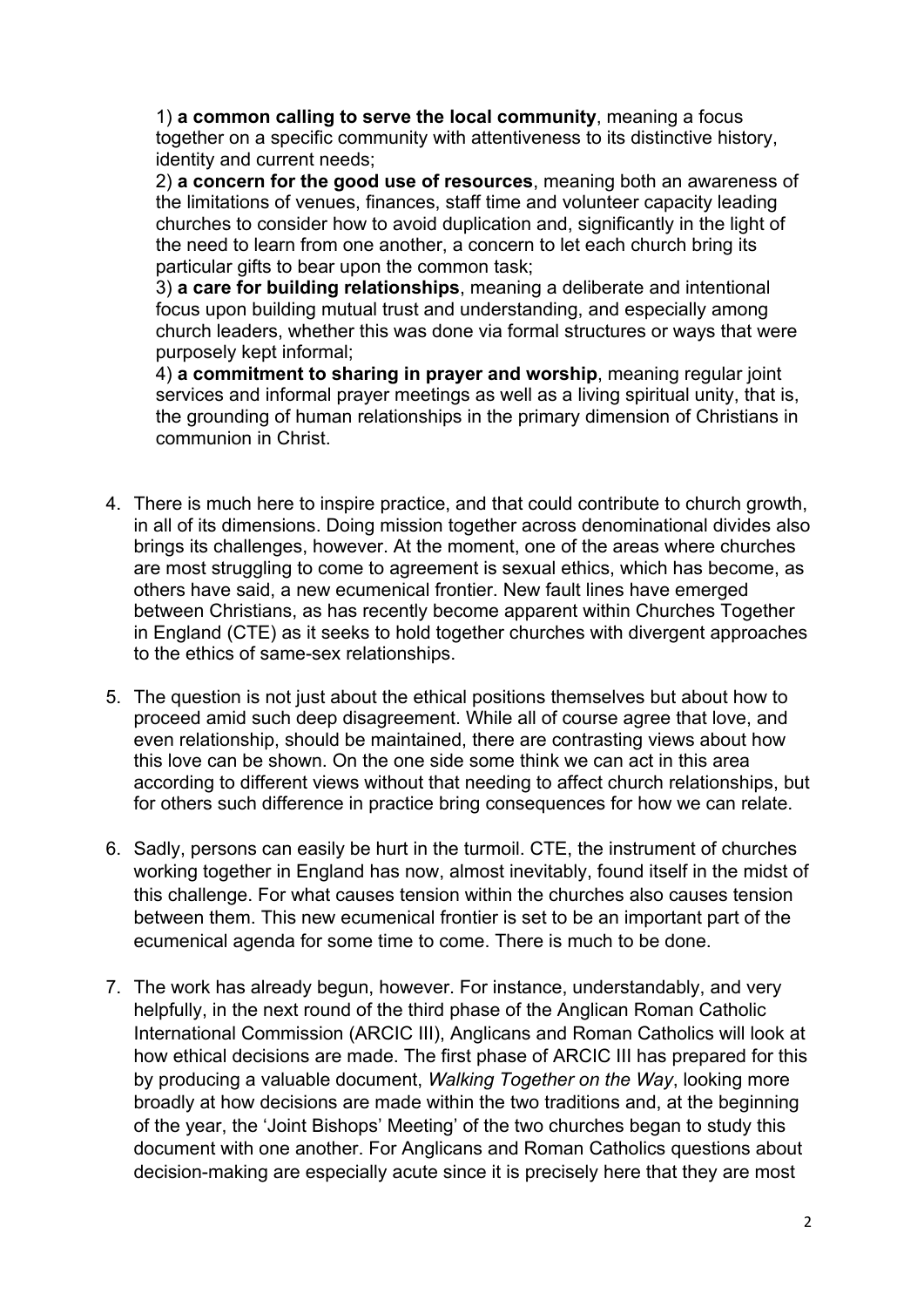1) **a common calling to serve the local community**, meaning a focus together on a specific community with attentiveness to its distinctive history, identity and current needs;

2) **a concern for the good use of resources**, meaning both an awareness of the limitations of venues, finances, staff time and volunteer capacity leading churches to consider how to avoid duplication and, significantly in the light of the need to learn from one another, a concern to let each church bring its particular gifts to bear upon the common task;

3) **a care for building relationships**, meaning a deliberate and intentional focus upon building mutual trust and understanding, and especially among church leaders, whether this was done via formal structures or ways that were purposely kept informal;

4) **a commitment to sharing in prayer and worship**, meaning regular joint services and informal prayer meetings as well as a living spiritual unity, that is, the grounding of human relationships in the primary dimension of Christians in communion in Christ.

4. There is much here to inspire practice, and that could contribute to church growth, in all of its dimensions. Doing mission together across denominational divides also brings its challenges, however. At the moment, one of the areas where churches are most struggling to come to agreement is sexual ethics, which has become, as others have said, a new ecumenical frontier. New fault lines have emerged between Christians, as has recently become apparent within Churches Together in England (CTE) as it seeks to hold together churches with divergent approaches to the ethics of same-sex relationships.

5. The question is not just about the ethical positions themselves but about how to proceed amid such deep disagreement. While all of course agree that love, and even relationship, should be maintained, there are contrasting views about how this love can be shown. On the one side some think we can act in this area according to different views without that needing to affect church relationships, but for others such difference in practice bring consequences for how we can relate.

6. Sadly, persons can easily be hurt in the turmoil. CTE, the instrument of churches working together in England has now, almost inevitably, found itself in the midst of this challenge. For what causes tension within the churches also causes tension between them. This new ecumenical frontier is set to be an important part of the ecumenical agenda for some time to come. There is much to be done.

7. The work has already begun, however. For instance, understandably, and very helpfully, in the next round of the third phase of the Anglican Roman Catholic International Commission (ARCIC III), Anglicans and Roman Catholics will look at how ethical decisions are made. The first phase of ARCIC III has prepared for this by producing a valuable document, *Walking Together on the Way*, looking more broadly at how decisions are made within the two traditions and, at the beginning of the year, the 'Joint Bishops' Meeting' of the two churches began to study this document with one another. For Anglicans and Roman Catholics questions about decision-making are especially acute since it is precisely here that they are most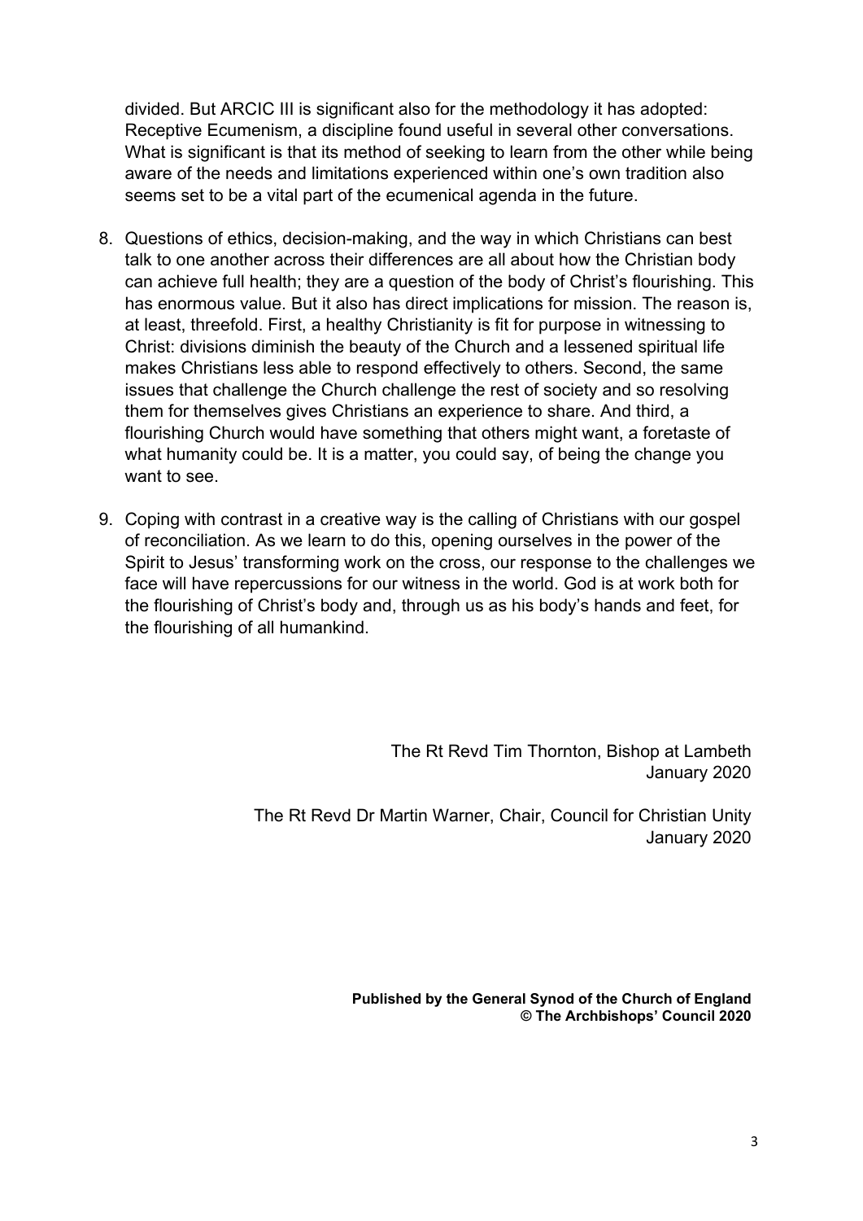divided. But ARCIC III is significant also for the methodology it has adopted: Receptive Ecumenism, a discipline found useful in several other conversations. What is significant is that its method of seeking to learn from the other while being aware of the needs and limitations experienced within one's own tradition also seems set to be a vital part of the ecumenical agenda in the future.

8. Questions of ethics, decision-making, and the way in which Christians can best talk to one another across their differences are all about how the Christian body can achieve full health; they are a question of the body of Christ's flourishing. This has enormous value. But it also has direct implications for mission. The reason is, at least, threefold. First, a healthy Christianity is fit for purpose in witnessing to Christ: divisions diminish the beauty of the Church and a lessened spiritual life makes Christians less able to respond effectively to others. Second, the same issues that challenge the Church challenge the rest of society and so resolving them for themselves gives Christians an experience to share. And third, a flourishing Church would have something that others might want, a foretaste of what humanity could be. It is a matter, you could say, of being the change you want to see.

9. Coping with contrast in a creative way is the calling of Christians with our gospel of reconciliation. As we learn to do this, opening ourselves in the power of the Spirit to Jesus' transforming work on the cross, our response to the challenges we face will have repercussions for our witness in the world. God is at work both for the flourishing of Christ's body and, through us as his body's hands and feet, for the flourishing of all humankind.

The Rt Revd Tim Thornton, Bishop at Lambeth
January 2020

The Rt Revd Dr Martin Warner, Chair, Council for Christian Unity
January 2020

**Published by the General Synod of the Church of England**
**© The Archbishops' Council 2020**